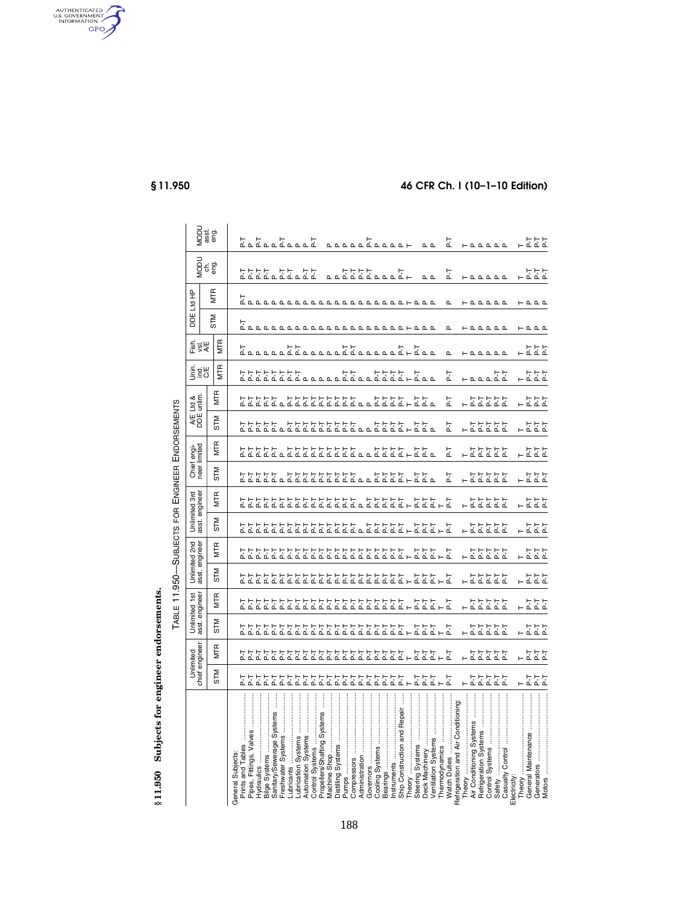## § 11.950 Subjects for engineer endorsements.

TABLE 11.950—SUBJECTS FOR ENGINEER ENDORSEMENTS

| | Unlimited chief engineer | | Unlimited 1st asst. engineer | | Unlimited 2nd asst. engineer | | Unlimited 3rd asst. engineer | | Chief engineer limited | | A/E Ltd & DDE unlim. | | Unin. ind. C/E | Fish. vsl. A/E | DDE Ltd HP | | MODU ch. eng. | MODU asst. eng. |
|---|---|---|---|---|---|---|---|---|---|---|---|---|---|---|---|---|---|---|
| | STM | MTR | STM | MTR | STM | MTR | STM | MTR | STM | MTR | STM | MTR | MTR | MTR | STM | MTR | | |
| General Subjects: | | | | | | | | | | | | | | | | | | |
| Prints and Tables | P-T | P-T | P-T | P-T | P-T | P-T | P-T | P-T | P-T | P-T | P-T | P-T | P-T | P-T | P-T | P-T | P-T | P-T |
| Pipes, Fittings, Valves | P-T | P-T | P-T | P-T | P-T | P-T | P-T | P-T | P-T | P-T | P-T | P-T | P-T | P | P | P | P-T | P |
| Hydraulics | P-T | P-T | P-T | P-T | P-T | P-T | P-T | P-T | P-T | P-T | P-T | P-T | P-T | P | P | P | P-T | P-T |
| Bilge Systems | P-T | P-T | P-T | P-T | P-T | P-T | P-T | P-T | P-T | P-T | P-T | P-T | P-T | P | P | P | P-T | P |
| Sanitary/Sewerage Systems | P-T | P-T | P-T | P-T | P-T | P-T | P-T | P-T | P | P | P | P | P-T | P | P | P | P | P |
| Freshwater Systems | P-T | P-T | P-T | P-T | P-T | P-T | P-T | P-T | P-T | P-T | P-T | P-T | P-T | P | P | P | P-T | P-T |
| Lubricants | P-T | P-T | P-T | P-T | P-T | P-T | P-T | P-T | P-T | P-T | P-T | P-T | P-T | P-T | P | P | P-T | P |
| Lubrication Systems | P-T | P-T | P-T | P-T | P-T | P-T | P-T | P-T | P-T | P-T | P-T | P-T | P-T | P-T | P | P | P | P |
| Automation Systems | P-T | P-T | P-T | P-T | P-T | P-T | P-T | P-T | P-T | P-T | P-T | P-T | P | P | P | P | P-T | P |
| Control Systems | P-T | P-T | P-T | P-T | P-T | P-T | P-T | P-T | P-T | P-T | P-T | P-T | P | P | P | P | P-T | P-T |
| Propellers/Shafting Systems | P-T | P-T | P-T | P-T | P-T | P-T | P-T | P-T | P-T | P-T | P-T | P-T | P | P | P | P | | |
| Machine Shop | P-T | P-T | P-T | P-T | P-T | P-T | P-T | P-T | P-T | P-T | P-T | P-T | P | P | P | P | P | P |
| Distilling Systems | P-T | P-T | P-T | P-T | P-T | P-T | P-T | P-T | P-T | P-T | P-T | P-T | P | P | P | P | P | P |
| Pumps | P-T | P-T | P-T | P-T | P-T | P-T | P-T | P-T | P-T | P-T | P-T | P-T | P-T | P-T | P | P | P-T | P |
| Compressors | P-T | P-T | P-T | P-T | P-T | P-T | P-T | P-T | P-T | P-T | P-T | P-T | P-T | P-T | P | P | P-T | P |
| Administration | P-T | P-T | P-T | P-T | P-T | P-T | P | P | P | P | P | P | P | P | P | P | P-T | P |
| Governors | P-T | P-T | P-T | P-T | P-T | P-T | P-T | P-T | P | P | P | P | P | P | P | P | P | P-T |
| Cooling Systems | P-T | P-T | P-T | P-T | P-T | P-T | P-T | P-T | P-T | P-T | P-T | P-T | P-T | P | P | P | P | P |
| Bearings | P-T | P-T | P-T | P-T | P-T | P-T | P-T | P-T | P-T | P-T | P-T | P-T | P-T | P | P | P | P | P |
| Instruments | P-T | P-T | P-T | P-T | P-T | P-T | P-T | P-T | P-T | P-T | P-T | P-T | P-T | P | P | P | P | P |
| Ship Construction and Repair | P-T | P-T | P-T | P-T | P-T | P-T | P-T | P-T | P-T | P-T | P-T | P-T | P-T | P-T | P | P | P-T | P |
| Theory | T | T | T | T | T | T | T | T | T | T | T | T | T | T | T | T | T | T |
| Steering Systems | P-T | P-T | P-T | P-T | P-T | P-T | P-T | P-T | P-T | P-T | P-T | P-T | P-T | P-T | P | P | | |
| Deck Machinery | P-T | P-T | P-T | P-T | P-T | P-T | P-T | P-T | P-T | P-T | P-T | P-T | P | P | P | P | P | P |
| Ventilation Systems | P-T | P-T | P-T | P-T | P-T | P-T | P-T | P-T | P | P | P | P | P | P | P | P | P | P |
| Thermodynamics | T | T | T | T | T | T | T | T | | | | | | | | | | |
| Watch Duties | P-T | P-T | P-T | P-T | P-T | P-T | P-T | P-T | P-T | P-T | P-T | P-T | P-T | P | P | P | P-T | P-T |
| Refrigeration and Air Conditioning: | | | | | | | | | | | | | | | | | | |
| Theory | T | T | T | T | T | T | T | T | T | T | T | T | T | T | T | T | T | T |
| Air Conditioning Systems | P-T | P-T | P-T | P-T | P-T | P-T | P-T | P-T | P-T | P-T | P-T | P-T | P | P | P | P | P | P |
| Refrigeration Systems | P-T | P-T | P-T | P-T | P-T | P-T | P-T | P-T | P-T | P-T | P-T | P-T | P | P | P | P | P | P |
| Control Systems | P-T | P-T | P-T | P-T | P-T | P-T | P-T | P-T | P-T | P-T | P-T | P-T | P | P | P | P | P | P |
| Safety | P-T | P-T | P-T | P-T | P-T | P-T | P-T | P-T | P-T | P-T | P-T | P-T | P-T | P | P | P | P | P |
| Casualty Control | P-T | P-T | P-T | P-T | P-T | P-T | P-T | P-T | P-T | P-T | P-T | P-T | P-T | P | P | P | P | P |
| Electricity: | | | | | | | | | | | | | | | | | | |
| Theory | T | T | T | T | T | T | T | T | T | T | T | T | T | T | T | T | T | T |
| General Maintenance | P-T | P-T | P-T | P-T | P-T | P-T | P-T | P-T | P-T | P-T | P-T | P-T | P-T | P-T | P | P | P-T | P-T |
| Generators | P-T | P-T | P-T | P-T | P-T | P-T | P-T | P-T | P-T | P-T | P-T | P-T | P-T | P-T | P | P | P-T | P-T |
| Motors | P-T | P-T | P-T | P-T | P-T | P-T | P-T | P-T | P-T | P-T | P-T | P-T | P-T | P-T | P | P | P-T | P-T |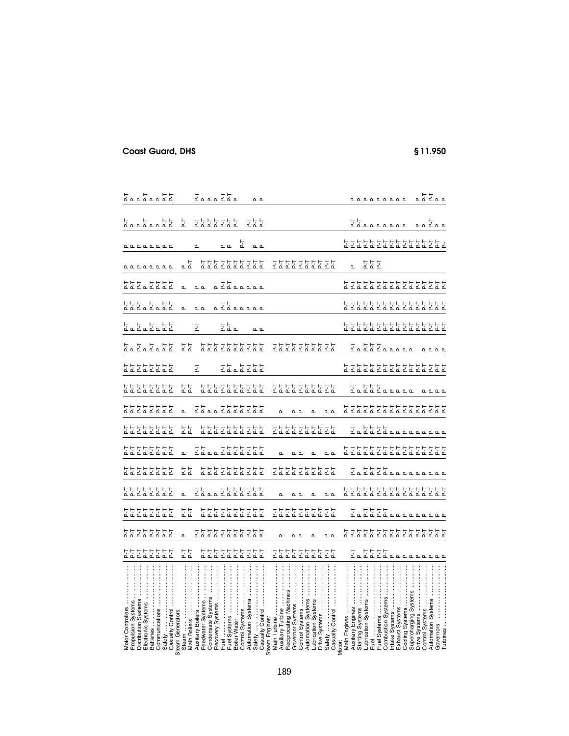| | | | | | | | | | | | | | | | | | | |
|---|---|---|---|---|---|---|---|---|---|---|---|---|---|---|---|---|---|---|
| Motor Controllers | P-T | P-T | P-T | P-T | P-T | P-T | P-T | P-T | P-T | P-T | P-T | P-T | P-T | P-T | P | P | P-T | P-T |
| Propulsion Systems | P-T | P-T | P-T | P-T | P-T | P-T | P-T | P-T | P-T | P-T | P | P | P-T | P-T | P | P | P | P |
| Distribution Systems | P-T | P-T | P-T | P-T | P-T | P-T | P-T | P-T | P-T | P-T | P-T | P-T | P-T | P-T | P | P | P | P |
| Electronic Systems | P-T | P-T | P-T | P-T | P-T | P-T | P-T | P-T | P-T | P-T | P | P | P | P | P | P | P-T | P-T |
| Batteries | P-T | P-T | P-T | P-T | P-T | P-T | P-T | P-T | P-T | P-T | P-T | P-T | P-T | P-T | P | P | P | P |
| Communications | P-T | P-T | P-T | P-T | P-T | P-T | P-T | P-T | P-T | P-T | P | P | P | P-T | P | P | P | P |
| Safety | P-T | P-T | P-T | P-T | P-T | P-T | P-T | P-T | P-T | P-T | P-T | P-T | P-T | P-T | P | P | P-T | P-T |
| Casualty Control | P-T | P-T | P-T | P-T | P-T | P-T | P-T | P-T | P-T | P-T | P-T | P-T | P-T | P-T | P | P | P-T | P-T |
| Steam Generators: | | | | | | | | | | | | | | | | | | |
| Steam | P-T | P | P-T | P | P-T | P | P-T | P | P-T | | P-T | | P | P | P | | P-T | |
| Main Boilers | P-T | | P-T | | P-T | | P-T | | P-T | | P-T | | | | P-T | | | |
| Auxiliary Boilers | P-T | P-T | P-T | P-T | P-T | P-T | P-T | P-T | P-T | P-T | P-T | P-T | P | P | P-T | P | P-T | P-T |
| Feedwater Systems | P-T | P-T | P-T | P-T | P-T | P-T | P-T | P-T | P-T | | P-T | | P | P | P-T | | P-T | P |
| Condensate Systems | P-T | P | P-T | P | P-T | P | P-T | P | P-T | | P-T | | | | P-T | | P-T | P |
| Recovery Systems | P-T | P | P-T | P | P-T | P | P-T | P | P-T | | P-T | | P | P | P-T | | P-T | P |
| Fuel | P-T | P-T | P-T | P-T | P-T | P-T | P-T | P-T | P-T | P-T | P-T | P-T | P-T | P-T | P-T | P | P-T | P-T |
| Fuel Systems | P-T | P-T | P-T | P-T | P-T | P-T | P-T | P-T | P-T | P-T | P-T | P-T | P-T | P-T | P-T | P | P-T | P-T |
| Boiler Water | P-T | P-T | P-T | P-T | P-T | P-T | P-T | P-T | P-T | P | P-T | P | P | P | P-T | P-T | P-T | P |
| Control Systems | P-T | P-T | P-T | P-T | P-T | P-T | P-T | P-T | P-T | P-T | P-T | | P | P | P-T | | | |
| Automation Systems | P-T | P-T | P-T | P-T | P-T | P-T | P-T | P-T | P-T | P-T | P-T | | P | P | P-T | | P-T | |
| Safety | P-T | P-T | P-T | P-T | P-T | P-T | P-T | P-T | P-T | P-T | P-T | P | P | P | P-T | P | P-T | P |
| Casualty Control | P-T | P-T | P-T | P-T | P-T | P-T | P-T | P-T | P-T | P-T | P-T | P | P | P | P-T | P | P-T | P |
| Steam Engines: | | | | | | | | | | | | | | | | | | |
| Main Turbine | P-T | | P-T | | P-T | | P-T | | P-T | | P-T | | | | P-T | | | |
| Auxiliary Turbine | P-T | P | P-T | P | P-T | P | P-T | P | P-T | | P-T | | | | P-T | | | |
| Reciprocating Machines | P-T | | P-T | | P-T | | P-T | | P-T | | P-T | | | | P-T | | | |
| Governor Systems | P-T | P | P-T | P | P-T | P | P-T | P | P-T | | P-T | | | | P-T | | | |
| Control Systems | P-T | P | P-T | P | P-T | P | P-T | P | P-T | | P-T | | | | P-T | | | |
| Automation Systems | P-T | | P-T | | P-T | | P-T | | P-T | | P-T | | | | P-T | | | |
| Lubrication Systems | P-T | P | P-T | P | P-T | P | P-T | P | P-T | | P-T | | | | P-T | | | |
| Drive Systems | P-T | | P-T | | P-T | | P-T | | P-T | | P-T | | | | P-T | | | |
| Safety | P-T | P | P-T | P | P-T | P | P-T | P | P-T | | P-T | | | | P-T | | | |
| Casualty Control | P-T | P | P-T | P | P-T | P | P-T | P | P-T | | P-T | | | | P-T | | | |
| Motor: | | | | | | | | | | | | | | | | | | |
| Main Engines | | P-T | | P-T | | P-T | | P-T | | P-T | | P-T | P-T | P-T | P | P-T | P-T | |
| Auxiliary Engines | P-T | P-T | P-T | P-T | P-T | P-T | P-T | P-T | P-T | P-T | P-T | P-T | P-T | P-T | | P-T | P-T | P |
| Starting Systems | P | P-T | P | P-T | P | P-T | P | P-T | P | P-T | P | P-T | P-T | P-T | | P-T | P | P |
| Lubrication Systems | P-T | P-T | P-T | P-T | P-T | P-T | P-T | P-T | P-T | P-T | P-T | P-T | P-T | P-T | P-T | P-T | P | P |
| Fuel | P-T | P-T | P-T | P-T | P-T | P-T | P-T | P-T | P-T | P-T | P-T | P-T | P-T | P-T | P-T | P-T | P | P |
| Fuel Systems | P-T | P-T | P-T | P-T | P-T | P-T | P-T | P-T | P-T | P-T | P-T | P-T | P-T | P-T | P-T | P-T | P | P |
| Combustion Systems | P-T | P-T | P-T | P-T | P-T | P-T | P-T | P-T | P-T | P-T | P | P-T | P-T | P-T | | P-T | P | P |
| Intake Systems | P | P-T | P | P-T | P | P-T | P | P-T | P | P-T | P | P-T | P-T | P-T | | P-T | P | P |
| Exhaust Systems | P | P-T | P | P-T | P | P-T | P | P-T | P | P-T | P | P-T | P-T | P-T | | P-T | P | P |
| Cooling Systems | P | P-T | P | P-T | P | P-T | P | P-T | P | P-T | P | P-T | P-T | P-T | | P-T | P | P |
| Supercharging Systems | P | P-T | P | P-T | P | P-T | P | P-T | P | P-T | P | P-T | P-T | P-T | | P-T | | |
| Drive Systems | P | P-T | P | P-T | P | P-T | P | P-T | P | P-T | | P-T | P-T | P-T | | P-T | P | P |
| Control Systems | P | P-T | P | P-T | P | P-T | P | P-T | P | P-T | P | P-T | P-T | P-T | | P-T | P | P-T |
| Automation Systems | P | P-T | P | P-T | P | P-T | P | P-T | P | P-T | P | P-T | P-T | P-T | | P-T | P-T | P-T |
| Governors | P | P-T | P | P-T | P | P-T | P | P-T | P | P-T | P | P-T | P-T | P-T | | P-T | P | P |
| Turbines | P | P-T | P | P-T | P | P-T | P | P-T | P | P-T | P | P-T | P-T | P-T | | P- | P | P |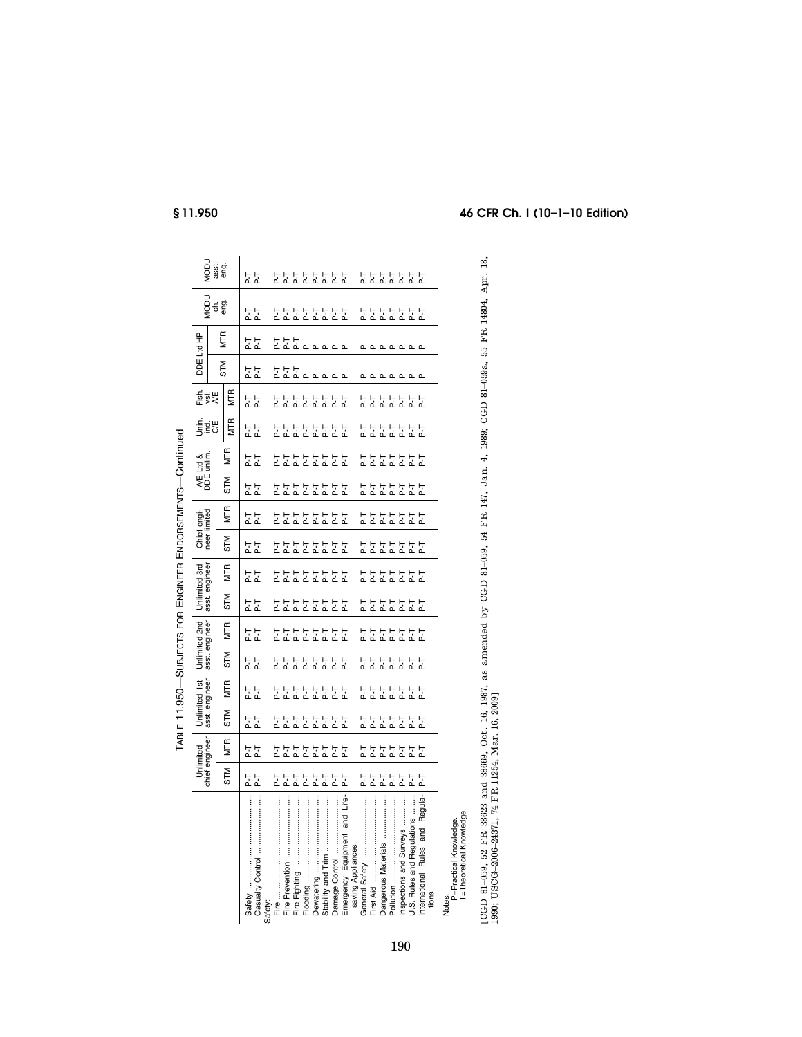TABLE 11.950—SUBJECTS FOR ENGINEER ENDORSEMENTS—Continued

| | Unlimited chief engineer | | Unlimited 1st asst. engineer | | Unlimited 2nd asst. engineer | | Unlimited 3rd asst. engineer | | Chief engineer limited | | A/E Ltd & DDE unlim. | | Unin. ind. C/E | Fish. vsl. A/E | DDE Ltd HP | | MODU ch. eng. | MODU asst. eng. |
|---|---|---|---|---|---|---|---|---|---|---|---|---|---|---|---|---|---|---|
| | STM | MTR | STM | MTR | STM | MTR | STM | MTR | STM | MTR | STM | MTR | MTR | MTR | STM | MTR | | |
| Safety | P-T | P-T | P-T | P-T | P-T | P-T | P-T | P-T | P-T | P-T | P-T | P-T | P-T | P-T | P-T | P-T | P-T | P-T |
| Casualty Control | P-T | P-T | P-T | P-T | P-T | P-T | P-T | P-T | P-T | P-T | P-T | P-T | P-T | P-T | P-T | P-T | P-T | P-T |
| Safety: | | | | | | | | | | | | | | | | | | |
| Fire | P-T | P-T | P-T | P-T | P-T | P-T | P-T | P-T | P-T | P-T | P-T | P-T | P-T | P-T | P-T | P-T | P-T | P-T |
| Fire Prevention | P-T | P-T | P-T | P-T | P-T | P-T | P-T | P-T | P-T | P-T | P-T | P-T | P-T | P-T | P-T | P-T | P-T | P-T |
| Fire Fighting | P-T | P-T | P-T | P-T | P-T | P-T | P-T | P-T | P-T | P-T | P-T | P-T | P-T | P-T | P-T | P-T | P-T | P-T |
| Flooding | P-T | P-T | P-T | P-T | P-T | P-T | P-T | P-T | P-T | P-T | P-T | P-T | P-T | P-T | P | P | P-T | P-T |
| Dewatering | P-T | P-T | P-T | P-T | P-T | P-T | P-T | P-T | P-T | P-T | P-T | P-T | P-T | P-T | P | P | P-T | P-T |
| Stability and Trim | P-T | P-T | P-T | P-T | P-T | P-T | P-T | P-T | P-T | P-T | P-T | P-T | P-T | P-T | P | P | P-T | P-T |
| Damage Control | P-T | P-T | P-T | P-T | P-T | P-T | P-T | P-T | P-T | P-T | P-T | P-T | P-T | P-T | P | P | P-T | P-T |
| Emergency Equipment and Life-saving Appliances. | P-T | P-T | P-T | P-T | P-T | P-T | P-T | P-T | P-T | P-T | P-T | P-T | P-T | P-T | P | P | P-T | P-T |
| General Safety | P-T | P-T | P-T | P-T | P-T | P-T | P-T | P-T | P-T | P-T | P-T | P-T | P-T | P-T | P | P | P-T | P-T |
| First Aid | P-T | P-T | P-T | P-T | P-T | P-T | P-T | P-T | P-T | P-T | P-T | P-T | P-T | P-T | P | P | P-T | P-T |
| Dangerous Materials | P-T | P-T | P-T | P-T | P-T | P-T | P-T | P-T | P-T | P-T | P-T | P-T | P-T | P-T | P | P | P-T | P-T |
| Pollution | P-T | P-T | P-T | P-T | P-T | P-T | P-T | P-T | P-T | P-T | P-T | P-T | P-T | P-T | P | P | P-T | P-T |
| Inspections and Surveys | P-T | P-T | P-T | P-T | P-T | P-T | P-T | P-T | P-T | P-T | P-T | P-T | P-T | P-T | P | P | P-T | P-T |
| U.S. Rules and Regulations | P-T | P-T | P-T | P-T | P-T | P-T | P-T | P-T | P-T | P-T | P-T | P-T | P-T | P-T | P | P | P-T | P-T |
| International Rules and Regulations. | P-T | P-T | P-T | P-T | P-T | P-T | P-T | P-T | P-T | P-T | P-T | P-T | P-T | P-T | P | P | P-T | P-T |

Notes:
P=Practical Knowledge.
T=Theoretical Knowledge.

[CGD 81–059, 52 FR 38623 and 38669, Oct. 16, 1987, as amended by CGD 81–059, 54 FR 147, Jan. 4, 1989; CGD 81–059a, 55 FR 14804, Apr. 18, 1990; USCG–2006–24371, 74 FR 11254, Mar. 16, 2009]